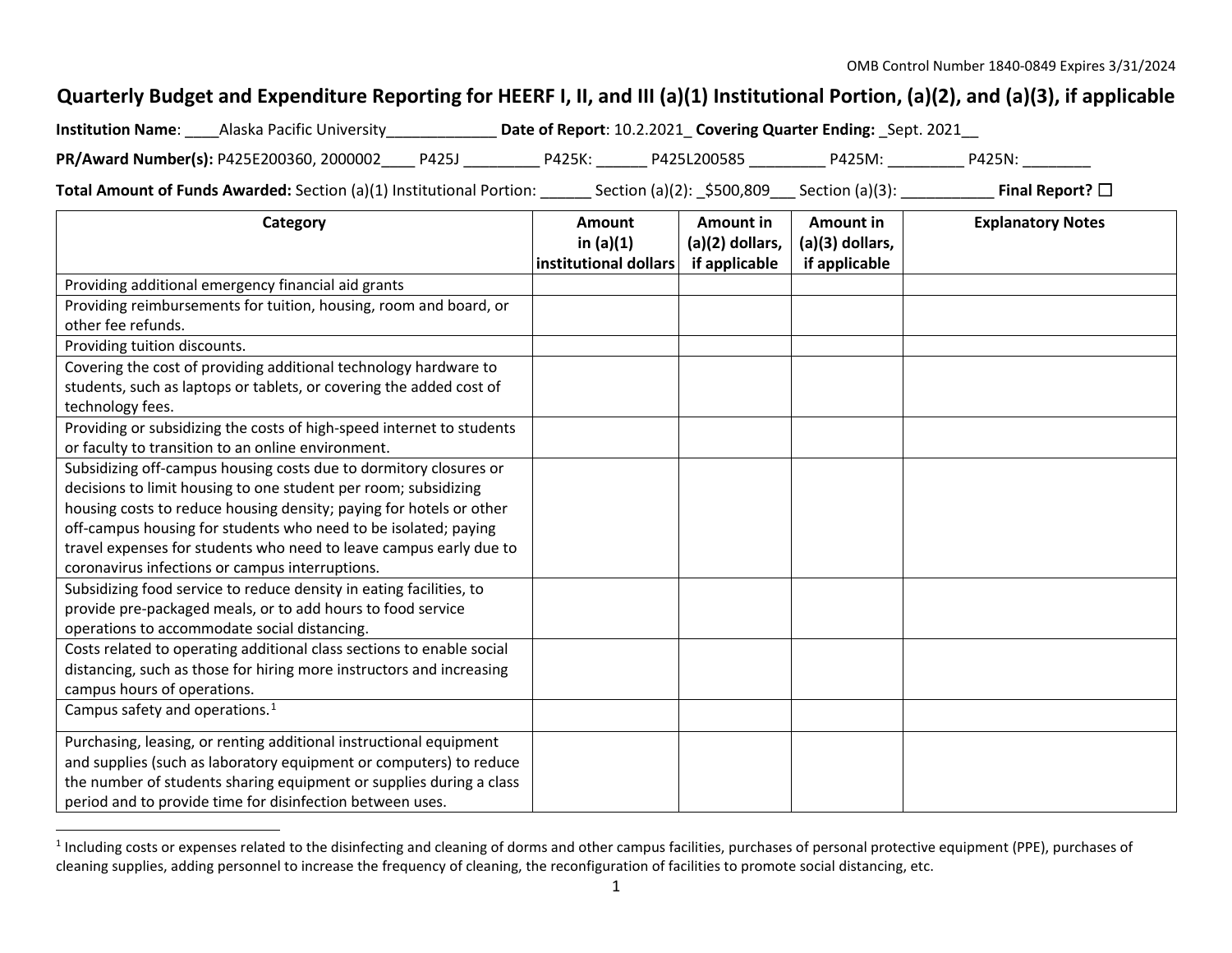OMB Control Number 1840-0849 Expires 3/31/2024

# Quarterly Budget and Expenditure Reporting for HEERF I, II, and III (a)(1) Institutional Portion, (a)(2), and (a)(3), if applicable

**Institution Name**: ____Alaska Pacific University_____________ **Date of Report**: 10.2.2021_ **Covering Quarter Ending:** _Sept. 2021__

**PR/Award Number(s):** P425E200360, 2000002____ P425J _________ P425K: ______ P425L200585 _________ P425M: _________ P425N: ________

**Total Amount of Funds Awarded:** Section (a)(1) Institutional Portion: ______ Section (a)(2): _$500,809___ Section (a)(3): ___________ **Final Report?** ☐

| Category | Amount in (a)(1) institutional dollars | Amount in (a)(2) dollars, if applicable | Amount in (a)(3) dollars, if applicable | Explanatory Notes |
|---|---|---|---|---|
| Providing additional emergency financial aid grants | | | | |
| Providing reimbursements for tuition, housing, room and board, or other fee refunds. | | | | |
| Providing tuition discounts. | | | | |
| Covering the cost of providing additional technology hardware to students, such as laptops or tablets, or covering the added cost of technology fees. | | | | |
| Providing or subsidizing the costs of high-speed internet to students or faculty to transition to an online environment. | | | | |
| Subsidizing off-campus housing costs due to dormitory closures or decisions to limit housing to one student per room; subsidizing housing costs to reduce housing density; paying for hotels or other off-campus housing for students who need to be isolated; paying travel expenses for students who need to leave campus early due to coronavirus infections or campus interruptions. | | | | |
| Subsidizing food service to reduce density in eating facilities, to provide pre-packaged meals, or to add hours to food service operations to accommodate social distancing. | | | | |
| Costs related to operating additional class sections to enable social distancing, such as those for hiring more instructors and increasing campus hours of operations. | | | | |
| Campus safety and operations.[1] | | | | |
| Purchasing, leasing, or renting additional instructional equipment and supplies (such as laboratory equipment or computers) to reduce the number of students sharing equipment or supplies during a class period and to provide time for disinfection between uses. | | | | |

[1] Including costs or expenses related to the disinfecting and cleaning of dorms and other campus facilities, purchases of personal protective equipment (PPE), purchases of cleaning supplies, adding personnel to increase the frequency of cleaning, the reconfiguration of facilities to promote social distancing, etc.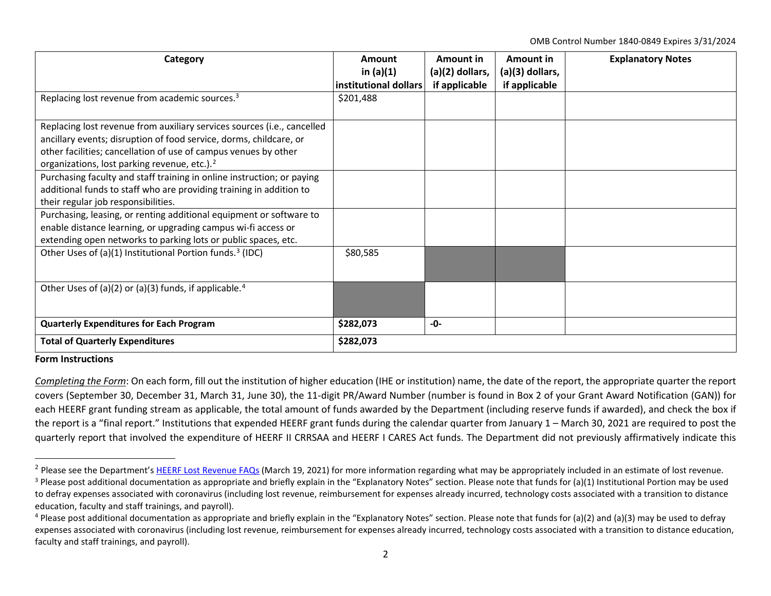| Category | Amount in (a)(1) institutional dollars | Amount in (a)(2) dollars, if applicable | Amount in (a)(3) dollars, if applicable | Explanatory Notes |
|---|---|---|---|---|
| Replacing lost revenue from academic sources.[3] | $201,488 | | | |
| Replacing lost revenue from auxiliary services sources (i.e., cancelled ancillary events; disruption of food service, dorms, childcare, or other facilities; cancellation of use of campus venues by other organizations, lost parking revenue, etc.).[2] | | | | |
| Purchasing faculty and staff training in online instruction; or paying additional funds to staff who are providing training in addition to their regular job responsibilities. | | | | |
| Purchasing, leasing, or renting additional equipment or software to enable distance learning, or upgrading campus wi-fi access or extending open networks to parking lots or public spaces, etc. | | | | |
| Other Uses of (a)(1) Institutional Portion funds.[3] (IDC) | $80,585 | | | |
| Other Uses of (a)(2) or (a)(3) funds, if applicable.[4] | | | | |
| **Quarterly Expenditures for Each Program** | **$282,073** | **-0-** | | |
| **Total of Quarterly Expenditures** | **$282,073** | | | |

**Form Instructions**

*Completing the Form*: On each form, fill out the institution of higher education (IHE or institution) name, the date of the report, the appropriate quarter the report covers (September 30, December 31, March 31, June 30), the 11-digit PR/Award Number (number is found in Box 2 of your Grant Award Notification (GAN)) for each HEERF grant funding stream as applicable, the total amount of funds awarded by the Department (including reserve funds if awarded), and check the box if the report is a "final report." Institutions that expended HEERF grant funds during the calendar quarter from January 1 – March 30, 2021 are required to post the quarterly report that involved the expenditure of HEERF II CRRSAA and HEERF I CARES Act funds. The Department did not previously affirmatively indicate this

---

[2] Please see the Department's HEERF Lost Revenue FAQs (March 19, 2021) for more information regarding what may be appropriately included in an estimate of lost revenue.

[3] Please post additional documentation as appropriate and briefly explain in the "Explanatory Notes" section. Please note that funds for (a)(1) Institutional Portion may be used to defray expenses associated with coronavirus (including lost revenue, reimbursement for expenses already incurred, technology costs associated with a transition to distance education, faculty and staff trainings, and payroll).

[4] Please post additional documentation as appropriate and briefly explain in the "Explanatory Notes" section. Please note that funds for (a)(2) and (a)(3) may be used to defray expenses associated with coronavirus (including lost revenue, reimbursement for expenses already incurred, technology costs associated with a transition to distance education, faculty and staff trainings, and payroll).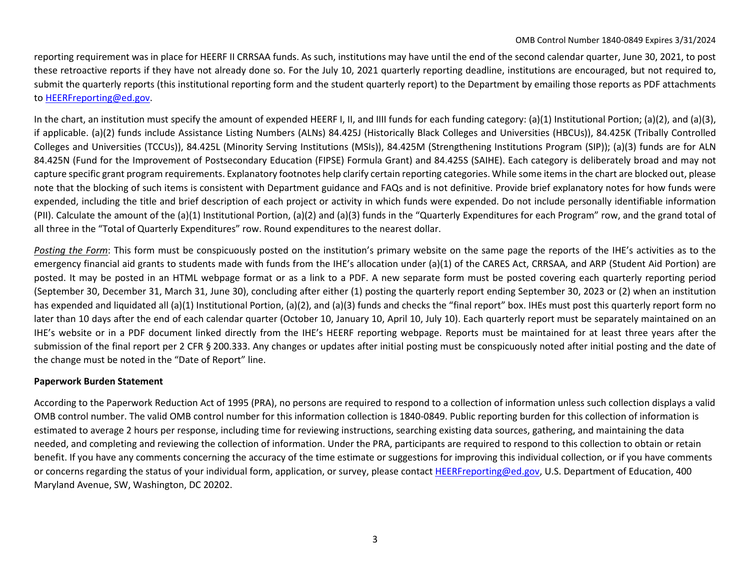reporting requirement was in place for HEERF II CRRSAA funds. As such, institutions may have until the end of the second calendar quarter, June 30, 2021, to post these retroactive reports if they have not already done so. For the July 10, 2021 quarterly reporting deadline, institutions are encouraged, but not required to, submit the quarterly reports (this institutional reporting form and the student quarterly report) to the Department by emailing those reports as PDF attachments to HEERFreporting@ed.gov.

In the chart, an institution must specify the amount of expended HEERF I, II, and IIII funds for each funding category: (a)(1) Institutional Portion; (a)(2), and (a)(3), if applicable. (a)(2) funds include Assistance Listing Numbers (ALNs) 84.425J (Historically Black Colleges and Universities (HBCUs)), 84.425K (Tribally Controlled Colleges and Universities (TCCUs)), 84.425L (Minority Serving Institutions (MSIs)), 84.425M (Strengthening Institutions Program (SIP)); (a)(3) funds are for ALN 84.425N (Fund for the Improvement of Postsecondary Education (FIPSE) Formula Grant) and 84.425S (SAIHE). Each category is deliberately broad and may not capture specific grant program requirements. Explanatory footnotes help clarify certain reporting categories. While some items in the chart are blocked out, please note that the blocking of such items is consistent with Department guidance and FAQs and is not definitive. Provide brief explanatory notes for how funds were expended, including the title and brief description of each project or activity in which funds were expended. Do not include personally identifiable information (PII). Calculate the amount of the (a)(1) Institutional Portion, (a)(2) and (a)(3) funds in the "Quarterly Expenditures for each Program" row, and the grand total of all three in the "Total of Quarterly Expenditures" row. Round expenditures to the nearest dollar.

*Posting the Form*: This form must be conspicuously posted on the institution's primary website on the same page the reports of the IHE's activities as to the emergency financial aid grants to students made with funds from the IHE's allocation under (a)(1) of the CARES Act, CRRSAA, and ARP (Student Aid Portion) are posted. It may be posted in an HTML webpage format or as a link to a PDF. A new separate form must be posted covering each quarterly reporting period (September 30, December 31, March 31, June 30), concluding after either (1) posting the quarterly report ending September 30, 2023 or (2) when an institution has expended and liquidated all (a)(1) Institutional Portion, (a)(2), and (a)(3) funds and checks the "final report" box. IHEs must post this quarterly report form no later than 10 days after the end of each calendar quarter (October 10, January 10, April 10, July 10). Each quarterly report must be separately maintained on an IHE's website or in a PDF document linked directly from the IHE's HEERF reporting webpage. Reports must be maintained for at least three years after the submission of the final report per 2 CFR § 200.333. Any changes or updates after initial posting must be conspicuously noted after initial posting and the date of the change must be noted in the "Date of Report" line.

**Paperwork Burden Statement**

According to the Paperwork Reduction Act of 1995 (PRA), no persons are required to respond to a collection of information unless such collection displays a valid OMB control number. The valid OMB control number for this information collection is 1840-0849. Public reporting burden for this collection of information is estimated to average 2 hours per response, including time for reviewing instructions, searching existing data sources, gathering, and maintaining the data needed, and completing and reviewing the collection of information. Under the PRA, participants are required to respond to this collection to obtain or retain benefit. If you have any comments concerning the accuracy of the time estimate or suggestions for improving this individual collection, or if you have comments or concerns regarding the status of your individual form, application, or survey, please contact HEERFreporting@ed.gov, U.S. Department of Education, 400 Maryland Avenue, SW, Washington, DC 20202.